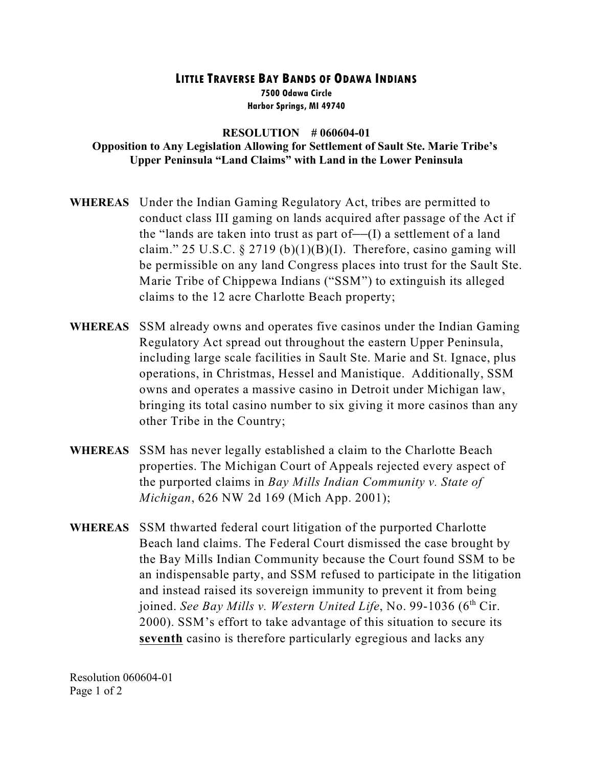# LITTLE TRAVERSE BAY BANDS OF ODAWA INDIANS

**7500 Odawa Circle**
**Harbor Springs, MI 49740**

**RESOLUTION # 060604-01**
**Opposition to Any Legislation Allowing for Settlement of Sault Ste. Marie Tribe's Upper Peninsula "Land Claims" with Land in the Lower Peninsula**

**WHEREAS** Under the Indian Gaming Regulatory Act, tribes are permitted to conduct class III gaming on lands acquired after passage of the Act if the "lands are taken into trust as part of—(I) a settlement of a land claim." 25 U.S.C. § 2719 (b)(1)(B)(I). Therefore, casino gaming will be permissible on any land Congress places into trust for the Sault Ste. Marie Tribe of Chippewa Indians ("SSM") to extinguish its alleged claims to the 12 acre Charlotte Beach property;

**WHEREAS** SSM already owns and operates five casinos under the Indian Gaming Regulatory Act spread out throughout the eastern Upper Peninsula, including large scale facilities in Sault Ste. Marie and St. Ignace, plus operations, in Christmas, Hessel and Manistique. Additionally, SSM owns and operates a massive casino in Detroit under Michigan law, bringing its total casino number to six giving it more casinos than any other Tribe in the Country;

**WHEREAS** SSM has never legally established a claim to the Charlotte Beach properties. The Michigan Court of Appeals rejected every aspect of the purported claims in *Bay Mills Indian Community v. State of Michigan*, 626 NW 2d 169 (Mich App. 2001);

**WHEREAS** SSM thwarted federal court litigation of the purported Charlotte Beach land claims. The Federal Court dismissed the case brought by the Bay Mills Indian Community because the Court found SSM to be an indispensable party, and SSM refused to participate in the litigation and instead raised its sovereign immunity to prevent it from being joined. *See Bay Mills v. Western United Life*, No. 99-1036 (6th Cir. 2000). SSM's effort to take advantage of this situation to secure its **seventh** casino is therefore particularly egregious and lacks any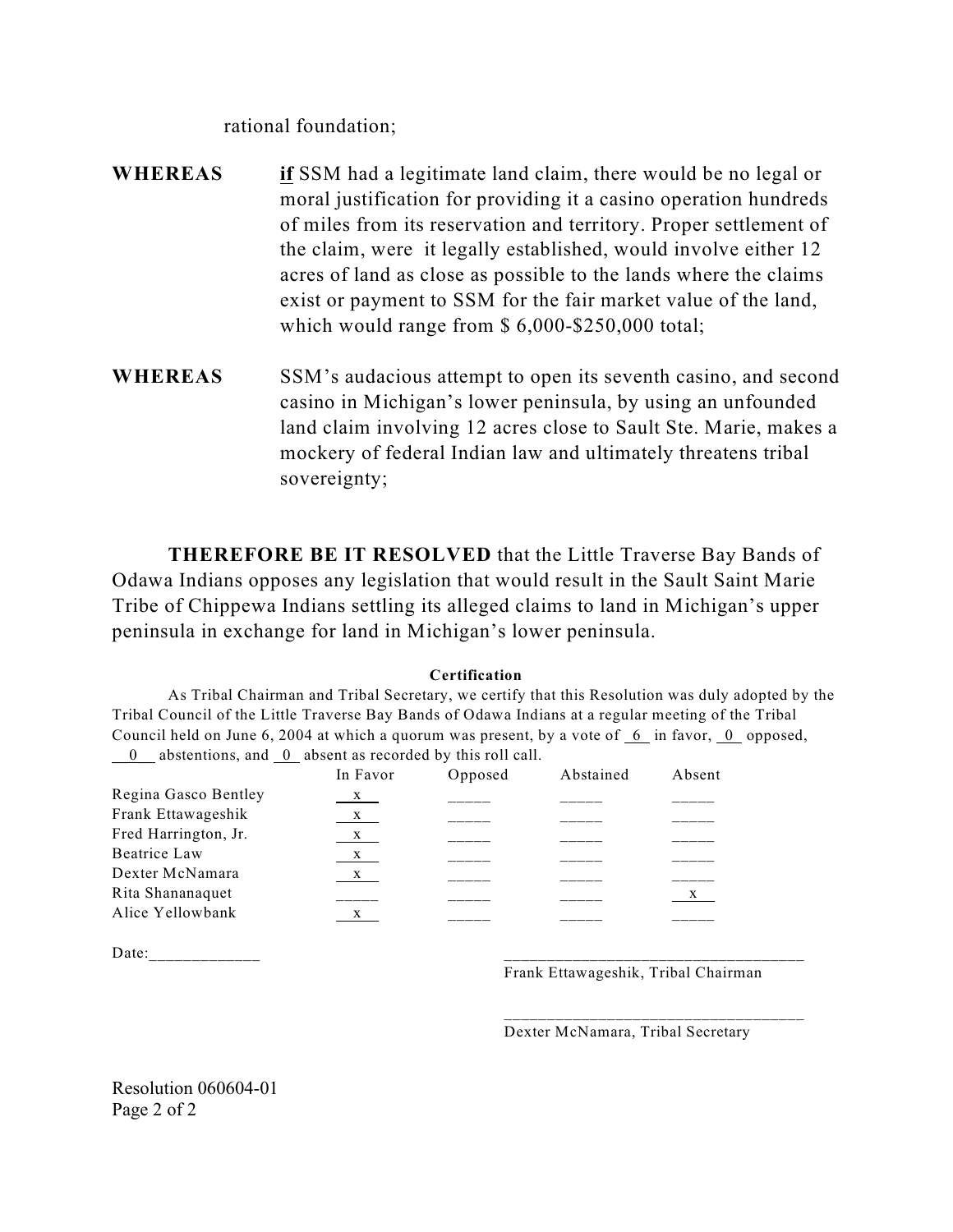rational foundation;

**WHEREAS** **if** SSM had a legitimate land claim, there would be no legal or moral justification for providing it a casino operation hundreds of miles from its reservation and territory. Proper settlement of the claim, were it legally established, would involve either 12 acres of land as close as possible to the lands where the claims exist or payment to SSM for the fair market value of the land, which would range from $ 6,000-$250,000 total;

**WHEREAS** SSM's audacious attempt to open its seventh casino, and second casino in Michigan's lower peninsula, by using an unfounded land claim involving 12 acres close to Sault Ste. Marie, makes a mockery of federal Indian law and ultimately threatens tribal sovereignty;

**THEREFORE BE IT RESOLVED** that the Little Traverse Bay Bands of Odawa Indians opposes any legislation that would result in the Sault Saint Marie Tribe of Chippewa Indians settling its alleged claims to land in Michigan's upper peninsula in exchange for land in Michigan's lower peninsula.

**Certification**

As Tribal Chairman and Tribal Secretary, we certify that this Resolution was duly adopted by the Tribal Council of the Little Traverse Bay Bands of Odawa Indians at a regular meeting of the Tribal Council held on June 6, 2004 at which a quorum was present, by a vote of 6 in favor, 0 opposed, 0 abstentions, and 0 absent as recorded by this roll call.

| | In Favor | Opposed | Abstained | Absent |
|---|---|---|---|---|
| Regina Gasco Bentley | x | | | |
| Frank Ettawageshik | x | | | |
| Fred Harrington, Jr. | x | | | |
| Beatrice Law | x | | | |
| Dexter McNamara | x | | | |
| Rita Shananaquet | | | | x |
| Alice Yellowbank | x | | | |

Date:____________

_________________________________
Frank Ettawageshik, Tribal Chairman

_________________________________
Dexter McNamara, Tribal Secretary

Resolution 060604-01